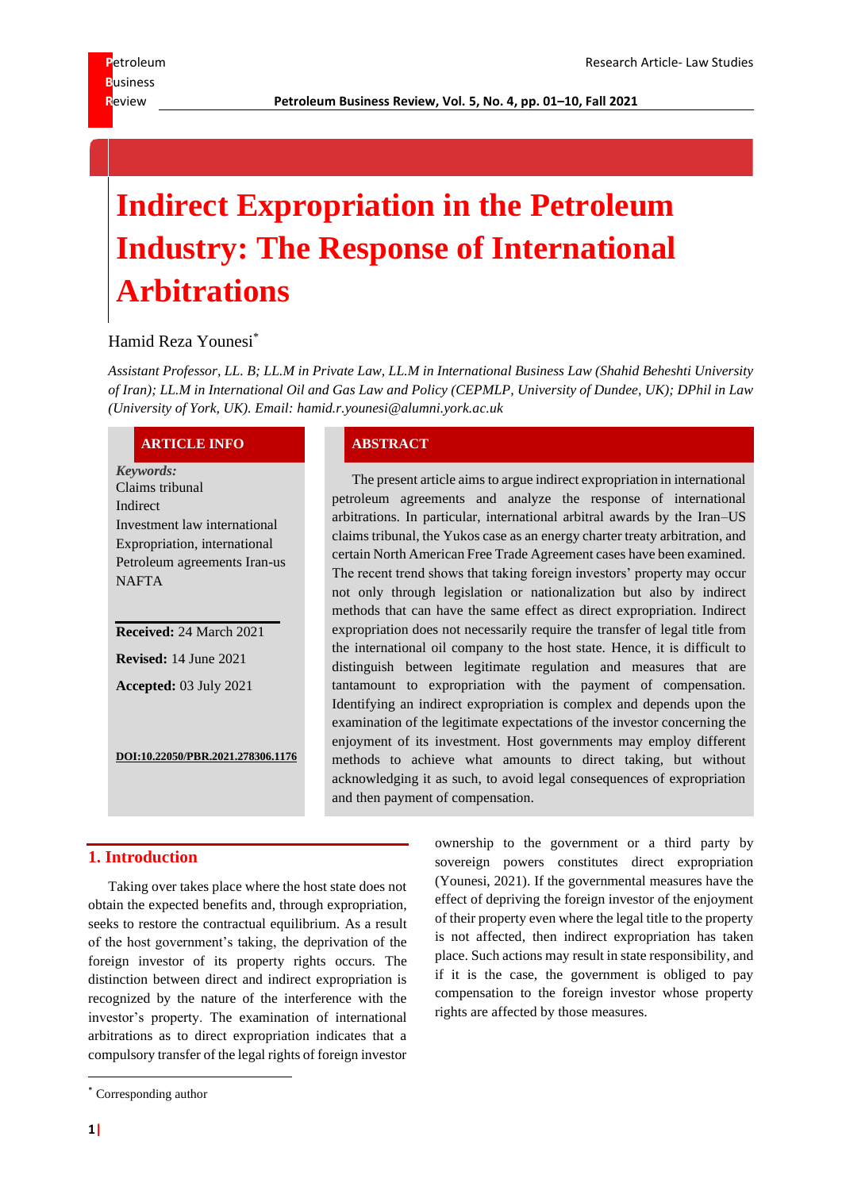# Indirect Expropriation in the Petroleum Industry: The Response of International Arbitrations

Hamid Reza Younesi*

*Assistant Professor, LL. B; LL.M in Private Law, LL.M in International Business Law (Shahid Beheshti University of Iran); LL.M in International Oil and Gas Law and Policy (CEPMLP, University of Dundee, UK); DPhil in Law (University of York, UK). Email: hamid.r.younesi@alumni.york.ac.uk*

## ARTICLE INFO

***Keywords:***
Claims tribunal
Indirect
Investment law international
Expropriation, international
Petroleum agreements Iran-us
NAFTA

**Received:** 24 March 2021

**Revised:** 14 June 2021

**Accepted:** 03 July 2021

**DOI:10.22050/PBR.2021.278306.1176**

## ABSTRACT

The present article aims to argue indirect expropriation in international petroleum agreements and analyze the response of international arbitrations. In particular, international arbitral awards by the Iran–US claims tribunal, the Yukos case as an energy charter treaty arbitration, and certain North American Free Trade Agreement cases have been examined. The recent trend shows that taking foreign investors' property may occur not only through legislation or nationalization but also by indirect methods that can have the same effect as direct expropriation. Indirect expropriation does not necessarily require the transfer of legal title from the international oil company to the host state. Hence, it is difficult to distinguish between legitimate regulation and measures that are tantamount to expropriation with the payment of compensation. Identifying an indirect expropriation is complex and depends upon the examination of the legitimate expectations of the investor concerning the enjoyment of its investment. Host governments may employ different methods to achieve what amounts to direct taking, but without acknowledging it as such, to avoid legal consequences of expropriation and then payment of compensation.

## 1. Introduction

Taking over takes place where the host state does not obtain the expected benefits and, through expropriation, seeks to restore the contractual equilibrium. As a result of the host government's taking, the deprivation of the foreign investor of its property rights occurs. The distinction between direct and indirect expropriation is recognized by the nature of the interference with the investor's property. The examination of international arbitrations as to direct expropriation indicates that a compulsory transfer of the legal rights of foreign investor ownership to the government or a third party by sovereign powers constitutes direct expropriation (Younesi, 2021). If the governmental measures have the effect of depriving the foreign investor of the enjoyment of their property even where the legal title to the property is not affected, then indirect expropriation has taken place. Such actions may result in state responsibility, and if it is the case, the government is obliged to pay compensation to the foreign investor whose property rights are affected by those measures.

---

* Corresponding author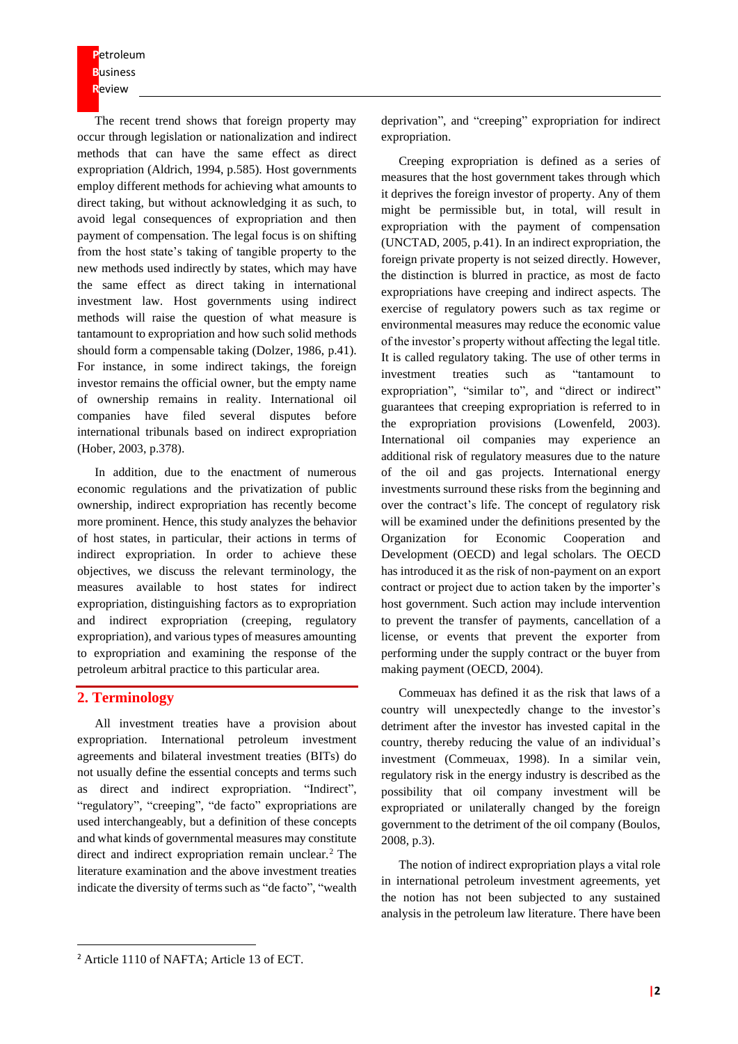The recent trend shows that foreign property may occur through legislation or nationalization and indirect methods that can have the same effect as direct expropriation (Aldrich, 1994, p.585). Host governments employ different methods for achieving what amounts to direct taking, but without acknowledging it as such, to avoid legal consequences of expropriation and then payment of compensation. The legal focus is on shifting from the host state's taking of tangible property to the new methods used indirectly by states, which may have the same effect as direct taking in international investment law. Host governments using indirect methods will raise the question of what measure is tantamount to expropriation and how such solid methods should form a compensable taking (Dolzer, 1986, p.41). For instance, in some indirect takings, the foreign investor remains the official owner, but the empty name of ownership remains in reality. International oil companies have filed several disputes before international tribunals based on indirect expropriation (Hober, 2003, p.378).

In addition, due to the enactment of numerous economic regulations and the privatization of public ownership, indirect expropriation has recently become more prominent. Hence, this study analyzes the behavior of host states, in particular, their actions in terms of indirect expropriation. In order to achieve these objectives, we discuss the relevant terminology, the measures available to host states for indirect expropriation, distinguishing factors as to expropriation and indirect expropriation (creeping, regulatory expropriation), and various types of measures amounting to expropriation and examining the response of the petroleum arbitral practice to this particular area.

## 2. Terminology

All investment treaties have a provision about expropriation. International petroleum investment agreements and bilateral investment treaties (BITs) do not usually define the essential concepts and terms such as direct and indirect expropriation. "Indirect", "regulatory", "creeping", "de facto" expropriations are used interchangeably, but a definition of these concepts and what kinds of governmental measures may constitute direct and indirect expropriation remain unclear.[2] The literature examination and the above investment treaties indicate the diversity of terms such as "de facto", "wealth deprivation", and "creeping" expropriation for indirect expropriation.

Creeping expropriation is defined as a series of measures that the host government takes through which it deprives the foreign investor of property. Any of them might be permissible but, in total, will result in expropriation with the payment of compensation (UNCTAD, 2005, p.41). In an indirect expropriation, the foreign private property is not seized directly. However, the distinction is blurred in practice, as most de facto expropriations have creeping and indirect aspects. The exercise of regulatory powers such as tax regime or environmental measures may reduce the economic value of the investor's property without affecting the legal title. It is called regulatory taking. The use of other terms in investment treaties such as "tantamount to expropriation", "similar to", and "direct or indirect" guarantees that creeping expropriation is referred to in the expropriation provisions (Lowenfeld, 2003). International oil companies may experience an additional risk of regulatory measures due to the nature of the oil and gas projects. International energy investments surround these risks from the beginning and over the contract's life. The concept of regulatory risk will be examined under the definitions presented by the Organization for Economic Cooperation and Development (OECD) and legal scholars. The OECD has introduced it as the risk of non-payment on an export contract or project due to action taken by the importer's host government. Such action may include intervention to prevent the transfer of payments, cancellation of a license, or events that prevent the exporter from performing under the supply contract or the buyer from making payment (OECD, 2004).

Commeuax has defined it as the risk that laws of a country will unexpectedly change to the investor's detriment after the investor has invested capital in the country, thereby reducing the value of an individual's investment (Commeuax, 1998). In a similar vein, regulatory risk in the energy industry is described as the possibility that oil company investment will be expropriated or unilaterally changed by the foreign government to the detriment of the oil company (Boulos, 2008, p.3).

The notion of indirect expropriation plays a vital role in international petroleum investment agreements, yet the notion has not been subjected to any sustained analysis in the petroleum law literature. There have been

[2] Article 1110 of NAFTA; Article 13 of ECT.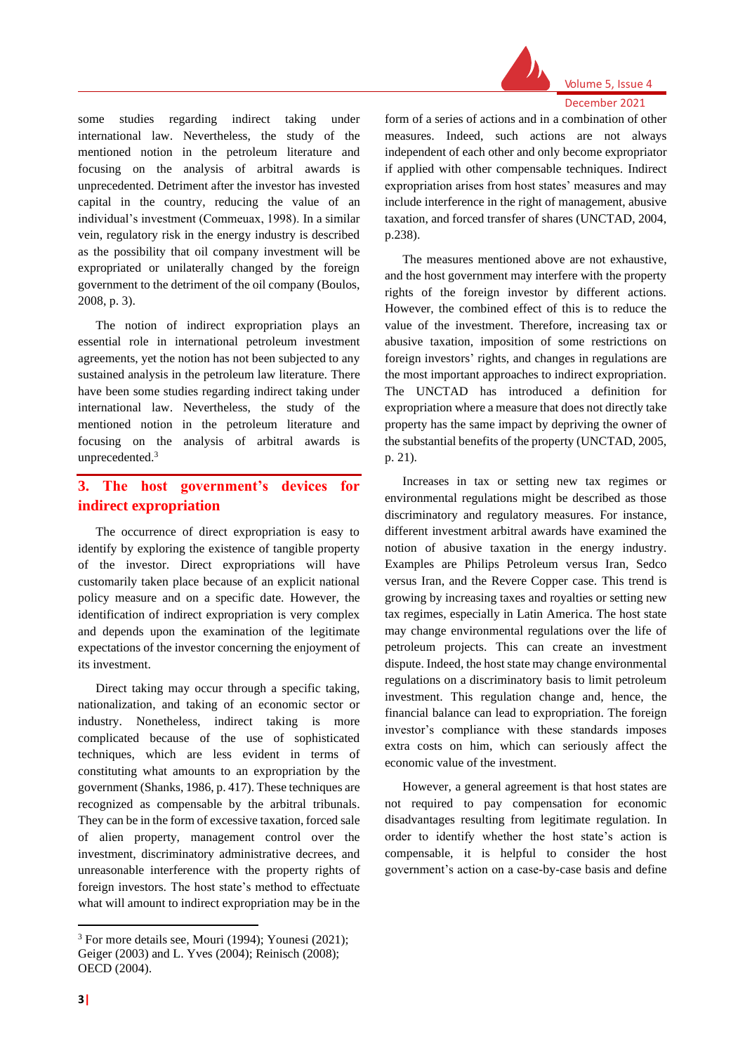some studies regarding indirect taking under international law. Nevertheless, the study of the mentioned notion in the petroleum literature and focusing on the analysis of arbitral awards is unprecedented. Detriment after the investor has invested capital in the country, reducing the value of an individual's investment (Commeuax, 1998). In a similar vein, regulatory risk in the energy industry is described as the possibility that oil company investment will be expropriated or unilaterally changed by the foreign government to the detriment of the oil company (Boulos, 2008, p. 3).

The notion of indirect expropriation plays an essential role in international petroleum investment agreements, yet the notion has not been subjected to any sustained analysis in the petroleum law literature. There have been some studies regarding indirect taking under international law. Nevertheless, the study of the mentioned notion in the petroleum literature and focusing on the analysis of arbitral awards is unprecedented.[3]

## 3. The host government's devices for indirect expropriation

The occurrence of direct expropriation is easy to identify by exploring the existence of tangible property of the investor. Direct expropriations will have customarily taken place because of an explicit national policy measure and on a specific date. However, the identification of indirect expropriation is very complex and depends upon the examination of the legitimate expectations of the investor concerning the enjoyment of its investment.

Direct taking may occur through a specific taking, nationalization, and taking of an economic sector or industry. Nonetheless, indirect taking is more complicated because of the use of sophisticated techniques, which are less evident in terms of constituting what amounts to an expropriation by the government (Shanks, 1986, p. 417). These techniques are recognized as compensable by the arbitral tribunals. They can be in the form of excessive taxation, forced sale of alien property, management control over the investment, discriminatory administrative decrees, and unreasonable interference with the property rights of foreign investors. The host state's method to effectuate what will amount to indirect expropriation may be in the form of a series of actions and in a combination of other measures. Indeed, such actions are not always independent of each other and only become expropriator if applied with other compensable techniques. Indirect expropriation arises from host states' measures and may include interference in the right of management, abusive taxation, and forced transfer of shares (UNCTAD, 2004, p.238).

The measures mentioned above are not exhaustive, and the host government may interfere with the property rights of the foreign investor by different actions. However, the combined effect of this is to reduce the value of the investment. Therefore, increasing tax or abusive taxation, imposition of some restrictions on foreign investors' rights, and changes in regulations are the most important approaches to indirect expropriation. The UNCTAD has introduced a definition for expropriation where a measure that does not directly take property has the same impact by depriving the owner of the substantial benefits of the property (UNCTAD, 2005, p. 21).

Increases in tax or setting new tax regimes or environmental regulations might be described as those discriminatory and regulatory measures. For instance, different investment arbitral awards have examined the notion of abusive taxation in the energy industry. Examples are Philips Petroleum versus Iran, Sedco versus Iran, and the Revere Copper case. This trend is growing by increasing taxes and royalties or setting new tax regimes, especially in Latin America. The host state may change environmental regulations over the life of petroleum projects. This can create an investment dispute. Indeed, the host state may change environmental regulations on a discriminatory basis to limit petroleum investment. This regulation change and, hence, the financial balance can lead to expropriation. The foreign investor's compliance with these standards imposes extra costs on him, which can seriously affect the economic value of the investment.

However, a general agreement is that host states are not required to pay compensation for economic disadvantages resulting from legitimate regulation. In order to identify whether the host state's action is compensable, it is helpful to consider the host government's action on a case-by-case basis and define

---

[3] For more details see, Mouri (1994); Younesi (2021); Geiger (2003) and L. Yves (2004); Reinisch (2008); OECD (2004).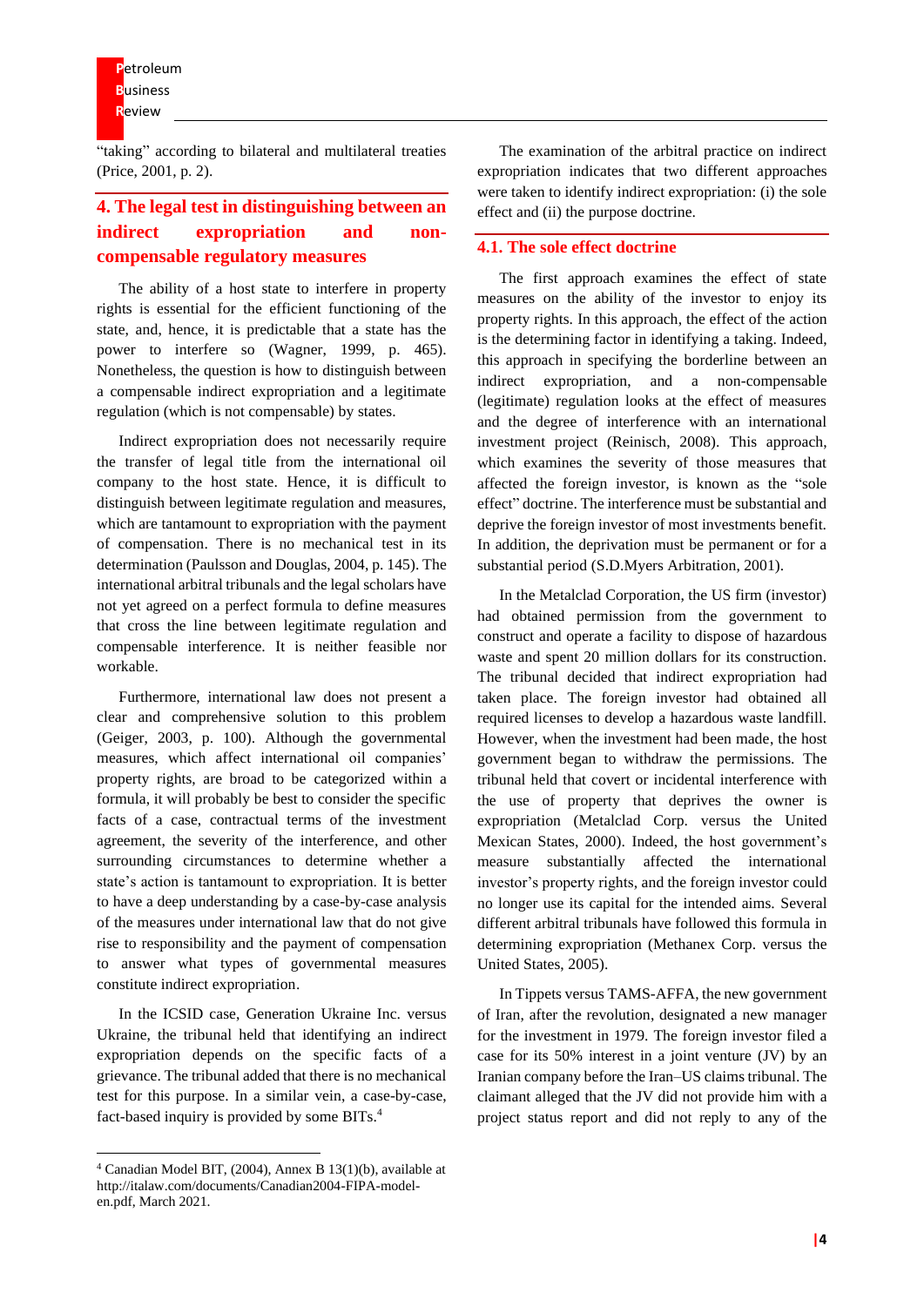"taking" according to bilateral and multilateral treaties (Price, 2001, p. 2).

## 4. The legal test in distinguishing between an indirect expropriation and non-compensable regulatory measures

The ability of a host state to interfere in property rights is essential for the efficient functioning of the state, and, hence, it is predictable that a state has the power to interfere so (Wagner, 1999, p. 465). Nonetheless, the question is how to distinguish between a compensable indirect expropriation and a legitimate regulation (which is not compensable) by states.

Indirect expropriation does not necessarily require the transfer of legal title from the international oil company to the host state. Hence, it is difficult to distinguish between legitimate regulation and measures, which are tantamount to expropriation with the payment of compensation. There is no mechanical test in its determination (Paulsson and Douglas, 2004, p. 145). The international arbitral tribunals and the legal scholars have not yet agreed on a perfect formula to define measures that cross the line between legitimate regulation and compensable interference. It is neither feasible nor workable.

Furthermore, international law does not present a clear and comprehensive solution to this problem (Geiger, 2003, p. 100). Although the governmental measures, which affect international oil companies' property rights, are broad to be categorized within a formula, it will probably be best to consider the specific facts of a case, contractual terms of the investment agreement, the severity of the interference, and other surrounding circumstances to determine whether a state's action is tantamount to expropriation. It is better to have a deep understanding by a case-by-case analysis of the measures under international law that do not give rise to responsibility and the payment of compensation to answer what types of governmental measures constitute indirect expropriation.

In the ICSID case, Generation Ukraine Inc. versus Ukraine, the tribunal held that identifying an indirect expropriation depends on the specific facts of a grievance. The tribunal added that there is no mechanical test for this purpose. In a similar vein, a case-by-case, fact-based inquiry is provided by some BITs.[4]

The examination of the arbitral practice on indirect expropriation indicates that two different approaches were taken to identify indirect expropriation: (i) the sole effect and (ii) the purpose doctrine.

### 4.1. The sole effect doctrine

The first approach examines the effect of state measures on the ability of the investor to enjoy its property rights. In this approach, the effect of the action is the determining factor in identifying a taking. Indeed, this approach in specifying the borderline between an indirect expropriation, and a non-compensable (legitimate) regulation looks at the effect of measures and the degree of interference with an international investment project (Reinisch, 2008). This approach, which examines the severity of those measures that affected the foreign investor, is known as the "sole effect" doctrine. The interference must be substantial and deprive the foreign investor of most investments benefit. In addition, the deprivation must be permanent or for a substantial period (S.D.Myers Arbitration, 2001).

In the Metalclad Corporation, the US firm (investor) had obtained permission from the government to construct and operate a facility to dispose of hazardous waste and spent 20 million dollars for its construction. The tribunal decided that indirect expropriation had taken place. The foreign investor had obtained all required licenses to develop a hazardous waste landfill. However, when the investment had been made, the host government began to withdraw the permissions. The tribunal held that covert or incidental interference with the use of property that deprives the owner is expropriation (Metalclad Corp. versus the United Mexican States, 2000). Indeed, the host government's measure substantially affected the international investor's property rights, and the foreign investor could no longer use its capital for the intended aims. Several different arbitral tribunals have followed this formula in determining expropriation (Methanex Corp. versus the United States, 2005).

In Tippets versus TAMS-AFFA, the new government of Iran, after the revolution, designated a new manager for the investment in 1979. The foreign investor filed a case for its 50% interest in a joint venture (JV) by an Iranian company before the Iran–US claims tribunal. The claimant alleged that the JV did not provide him with a project status report and did not reply to any of the

---

[4] Canadian Model BIT, (2004), Annex B 13(1)(b), available at http://italaw.com/documents/Canadian2004-FIPA-model-en.pdf, March 2021.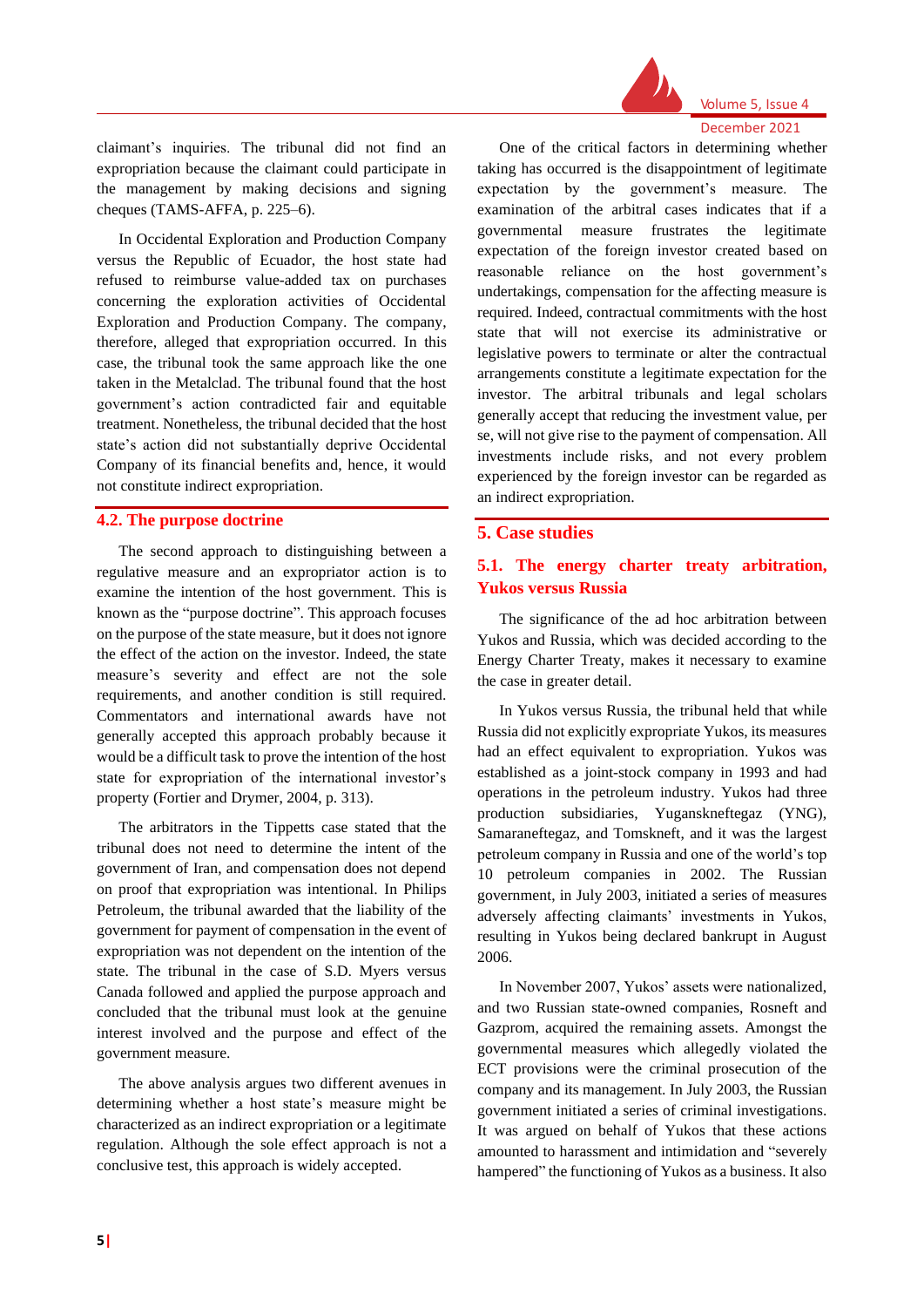claimant's inquiries. The tribunal did not find an expropriation because the claimant could participate in the management by making decisions and signing cheques (TAMS-AFFA, p. 225–6).

In Occidental Exploration and Production Company versus the Republic of Ecuador, the host state had refused to reimburse value-added tax on purchases concerning the exploration activities of Occidental Exploration and Production Company. The company, therefore, alleged that expropriation occurred. In this case, the tribunal took the same approach like the one taken in the Metalclad. The tribunal found that the host government's action contradicted fair and equitable treatment. Nonetheless, the tribunal decided that the host state's action did not substantially deprive Occidental Company of its financial benefits and, hence, it would not constitute indirect expropriation.

### 4.2. The purpose doctrine

The second approach to distinguishing between a regulative measure and an expropriator action is to examine the intention of the host government. This is known as the "purpose doctrine". This approach focuses on the purpose of the state measure, but it does not ignore the effect of the action on the investor. Indeed, the state measure's severity and effect are not the sole requirements, and another condition is still required. Commentators and international awards have not generally accepted this approach probably because it would be a difficult task to prove the intention of the host state for expropriation of the international investor's property (Fortier and Drymer, 2004, p. 313).

The arbitrators in the Tippetts case stated that the tribunal does not need to determine the intent of the government of Iran, and compensation does not depend on proof that expropriation was intentional. In Philips Petroleum, the tribunal awarded that the liability of the government for payment of compensation in the event of expropriation was not dependent on the intention of the state. The tribunal in the case of S.D. Myers versus Canada followed and applied the purpose approach and concluded that the tribunal must look at the genuine interest involved and the purpose and effect of the government measure.

The above analysis argues two different avenues in determining whether a host state's measure might be characterized as an indirect expropriation or a legitimate regulation. Although the sole effect approach is not a conclusive test, this approach is widely accepted.

One of the critical factors in determining whether taking has occurred is the disappointment of legitimate expectation by the government's measure. The examination of the arbitral cases indicates that if a governmental measure frustrates the legitimate expectation of the foreign investor created based on reasonable reliance on the host government's undertakings, compensation for the affecting measure is required. Indeed, contractual commitments with the host state that will not exercise its administrative or legislative powers to terminate or alter the contractual arrangements constitute a legitimate expectation for the investor. The arbitral tribunals and legal scholars generally accept that reducing the investment value, per se, will not give rise to the payment of compensation. All investments include risks, and not every problem experienced by the foreign investor can be regarded as an indirect expropriation.

## 5. Case studies

### 5.1. The energy charter treaty arbitration, Yukos versus Russia

The significance of the ad hoc arbitration between Yukos and Russia, which was decided according to the Energy Charter Treaty, makes it necessary to examine the case in greater detail.

In Yukos versus Russia, the tribunal held that while Russia did not explicitly expropriate Yukos, its measures had an effect equivalent to expropriation. Yukos was established as a joint-stock company in 1993 and had operations in the petroleum industry. Yukos had three production subsidiaries, Yuganskneftegaz (YNG), Samaraneftegaz, and Tomskneft, and it was the largest petroleum company in Russia and one of the world's top 10 petroleum companies in 2002. The Russian government, in July 2003, initiated a series of measures adversely affecting claimants' investments in Yukos, resulting in Yukos being declared bankrupt in August 2006.

In November 2007, Yukos' assets were nationalized, and two Russian state-owned companies, Rosneft and Gazprom, acquired the remaining assets. Amongst the governmental measures which allegedly violated the ECT provisions were the criminal prosecution of the company and its management. In July 2003, the Russian government initiated a series of criminal investigations. It was argued on behalf of Yukos that these actions amounted to harassment and intimidation and "severely hampered" the functioning of Yukos as a business. It also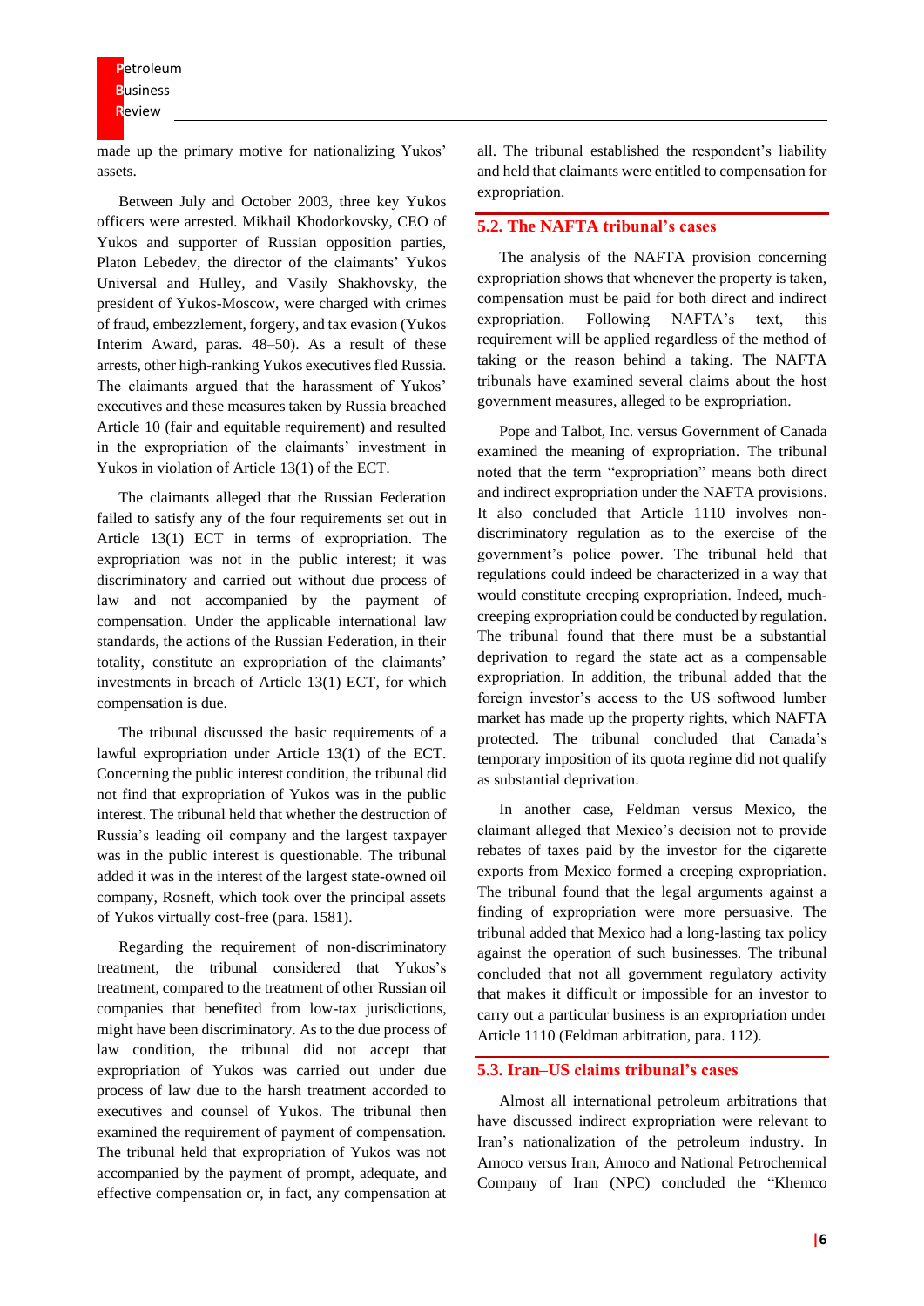made up the primary motive for nationalizing Yukos' assets.

Between July and October 2003, three key Yukos officers were arrested. Mikhail Khodorkovsky, CEO of Yukos and supporter of Russian opposition parties, Platon Lebedev, the director of the claimants' Yukos Universal and Hulley, and Vasily Shakhovsky, the president of Yukos-Moscow, were charged with crimes of fraud, embezzlement, forgery, and tax evasion (Yukos Interim Award, paras. 48–50). As a result of these arrests, other high-ranking Yukos executives fled Russia. The claimants argued that the harassment of Yukos' executives and these measures taken by Russia breached Article 10 (fair and equitable requirement) and resulted in the expropriation of the claimants' investment in Yukos in violation of Article 13(1) of the ECT.

The claimants alleged that the Russian Federation failed to satisfy any of the four requirements set out in Article 13(1) ECT in terms of expropriation. The expropriation was not in the public interest; it was discriminatory and carried out without due process of law and not accompanied by the payment of compensation. Under the applicable international law standards, the actions of the Russian Federation, in their totality, constitute an expropriation of the claimants' investments in breach of Article 13(1) ECT, for which compensation is due.

The tribunal discussed the basic requirements of a lawful expropriation under Article 13(1) of the ECT. Concerning the public interest condition, the tribunal did not find that expropriation of Yukos was in the public interest. The tribunal held that whether the destruction of Russia's leading oil company and the largest taxpayer was in the public interest is questionable. The tribunal added it was in the interest of the largest state-owned oil company, Rosneft, which took over the principal assets of Yukos virtually cost-free (para. 1581).

Regarding the requirement of non-discriminatory treatment, the tribunal considered that Yukos's treatment, compared to the treatment of other Russian oil companies that benefited from low-tax jurisdictions, might have been discriminatory. As to the due process of law condition, the tribunal did not accept that expropriation of Yukos was carried out under due process of law due to the harsh treatment accorded to executives and counsel of Yukos. The tribunal then examined the requirement of payment of compensation. The tribunal held that expropriation of Yukos was not accompanied by the payment of prompt, adequate, and effective compensation or, in fact, any compensation at all. The tribunal established the respondent's liability and held that claimants were entitled to compensation for expropriation.

## 5.2. The NAFTA tribunal's cases

The analysis of the NAFTA provision concerning expropriation shows that whenever the property is taken, compensation must be paid for both direct and indirect expropriation. Following NAFTA's text, this requirement will be applied regardless of the method of taking or the reason behind a taking. The NAFTA tribunals have examined several claims about the host government measures, alleged to be expropriation.

Pope and Talbot, Inc. versus Government of Canada examined the meaning of expropriation. The tribunal noted that the term "expropriation" means both direct and indirect expropriation under the NAFTA provisions. It also concluded that Article 1110 involves non-discriminatory regulation as to the exercise of the government's police power. The tribunal held that regulations could indeed be characterized in a way that would constitute creeping expropriation. Indeed, much-creeping expropriation could be conducted by regulation. The tribunal found that there must be a substantial deprivation to regard the state act as a compensable expropriation. In addition, the tribunal added that the foreign investor's access to the US softwood lumber market has made up the property rights, which NAFTA protected. The tribunal concluded that Canada's temporary imposition of its quota regime did not qualify as substantial deprivation.

In another case, Feldman versus Mexico, the claimant alleged that Mexico's decision not to provide rebates of taxes paid by the investor for the cigarette exports from Mexico formed a creeping expropriation. The tribunal found that the legal arguments against a finding of expropriation were more persuasive. The tribunal added that Mexico had a long-lasting tax policy against the operation of such businesses. The tribunal concluded that not all government regulatory activity that makes it difficult or impossible for an investor to carry out a particular business is an expropriation under Article 1110 (Feldman arbitration, para. 112).

## 5.3. Iran–US claims tribunal's cases

Almost all international petroleum arbitrations that have discussed indirect expropriation were relevant to Iran's nationalization of the petroleum industry. In Amoco versus Iran, Amoco and National Petrochemical Company of Iran (NPC) concluded the "Khemco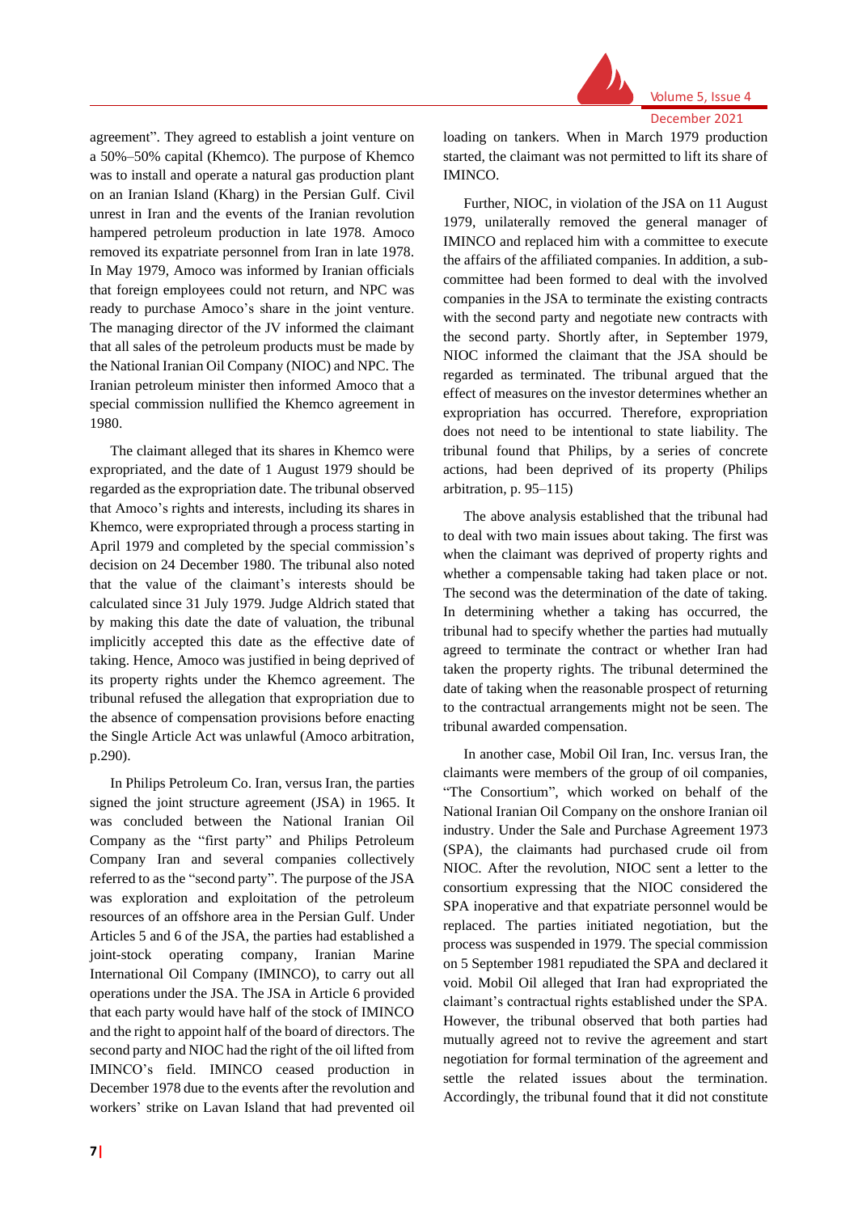agreement". They agreed to establish a joint venture on a 50%–50% capital (Khemco). The purpose of Khemco was to install and operate a natural gas production plant on an Iranian Island (Kharg) in the Persian Gulf. Civil unrest in Iran and the events of the Iranian revolution hampered petroleum production in late 1978. Amoco removed its expatriate personnel from Iran in late 1978. In May 1979, Amoco was informed by Iranian officials that foreign employees could not return, and NPC was ready to purchase Amoco's share in the joint venture. The managing director of the JV informed the claimant that all sales of the petroleum products must be made by the National Iranian Oil Company (NIOC) and NPC. The Iranian petroleum minister then informed Amoco that a special commission nullified the Khemco agreement in 1980.

The claimant alleged that its shares in Khemco were expropriated, and the date of 1 August 1979 should be regarded as the expropriation date. The tribunal observed that Amoco's rights and interests, including its shares in Khemco, were expropriated through a process starting in April 1979 and completed by the special commission's decision on 24 December 1980. The tribunal also noted that the value of the claimant's interests should be calculated since 31 July 1979. Judge Aldrich stated that by making this date the date of valuation, the tribunal implicitly accepted this date as the effective date of taking. Hence, Amoco was justified in being deprived of its property rights under the Khemco agreement. The tribunal refused the allegation that expropriation due to the absence of compensation provisions before enacting the Single Article Act was unlawful (Amoco arbitration, p.290).

In Philips Petroleum Co. Iran, versus Iran, the parties signed the joint structure agreement (JSA) in 1965. It was concluded between the National Iranian Oil Company as the "first party" and Philips Petroleum Company Iran and several companies collectively referred to as the "second party". The purpose of the JSA was exploration and exploitation of the petroleum resources of an offshore area in the Persian Gulf. Under Articles 5 and 6 of the JSA, the parties had established a joint-stock operating company, Iranian Marine International Oil Company (IMINCO), to carry out all operations under the JSA. The JSA in Article 6 provided that each party would have half of the stock of IMINCO and the right to appoint half of the board of directors. The second party and NIOC had the right of the oil lifted from IMINCO's field. IMINCO ceased production in December 1978 due to the events after the revolution and workers' strike on Lavan Island that had prevented oil loading on tankers. When in March 1979 production started, the claimant was not permitted to lift its share of IMINCO.

Further, NIOC, in violation of the JSA on 11 August 1979, unilaterally removed the general manager of IMINCO and replaced him with a committee to execute the affairs of the affiliated companies. In addition, a sub-committee had been formed to deal with the involved companies in the JSA to terminate the existing contracts with the second party and negotiate new contracts with the second party. Shortly after, in September 1979, NIOC informed the claimant that the JSA should be regarded as terminated. The tribunal argued that the effect of measures on the investor determines whether an expropriation has occurred. Therefore, expropriation does not need to be intentional to state liability. The tribunal found that Philips, by a series of concrete actions, had been deprived of its property (Philips arbitration, p. 95–115)

The above analysis established that the tribunal had to deal with two main issues about taking. The first was when the claimant was deprived of property rights and whether a compensable taking had taken place or not. The second was the determination of the date of taking. In determining whether a taking has occurred, the tribunal had to specify whether the parties had mutually agreed to terminate the contract or whether Iran had taken the property rights. The tribunal determined the date of taking when the reasonable prospect of returning to the contractual arrangements might not be seen. The tribunal awarded compensation.

In another case, Mobil Oil Iran, Inc. versus Iran, the claimants were members of the group of oil companies, "The Consortium", which worked on behalf of the National Iranian Oil Company on the onshore Iranian oil industry. Under the Sale and Purchase Agreement 1973 (SPA), the claimants had purchased crude oil from NIOC. After the revolution, NIOC sent a letter to the consortium expressing that the NIOC considered the SPA inoperative and that expatriate personnel would be replaced. The parties initiated negotiation, but the process was suspended in 1979. The special commission on 5 September 1981 repudiated the SPA and declared it void. Mobil Oil alleged that Iran had expropriated the claimant's contractual rights established under the SPA. However, the tribunal observed that both parties had mutually agreed not to revive the agreement and start negotiation for formal termination of the agreement and settle the related issues about the termination. Accordingly, the tribunal found that it did not constitute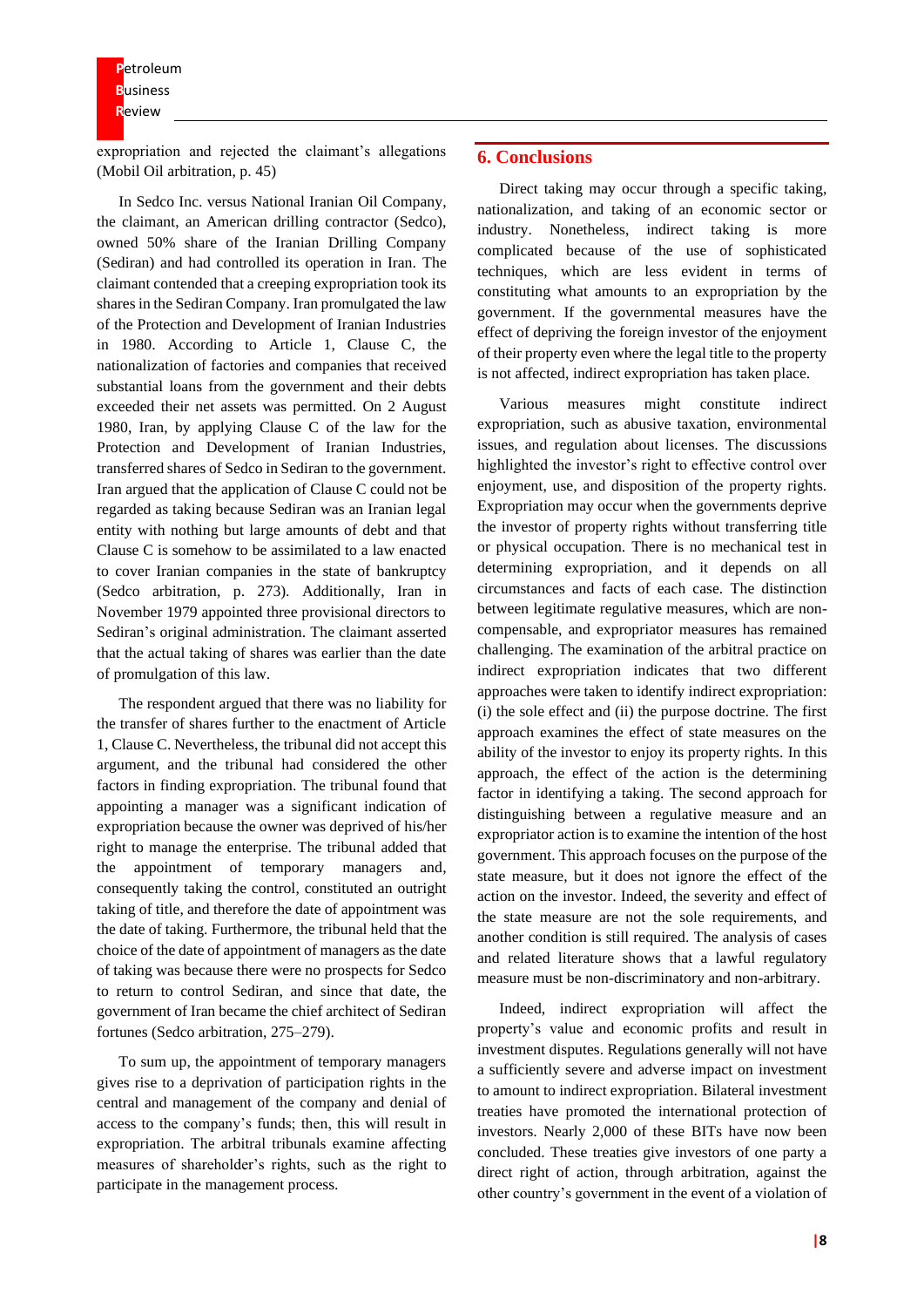expropriation and rejected the claimant's allegations (Mobil Oil arbitration, p. 45)

In Sedco Inc. versus National Iranian Oil Company, the claimant, an American drilling contractor (Sedco), owned 50% share of the Iranian Drilling Company (Sediran) and had controlled its operation in Iran. The claimant contended that a creeping expropriation took its shares in the Sediran Company. Iran promulgated the law of the Protection and Development of Iranian Industries in 1980. According to Article 1, Clause C, the nationalization of factories and companies that received substantial loans from the government and their debts exceeded their net assets was permitted. On 2 August 1980, Iran, by applying Clause C of the law for the Protection and Development of Iranian Industries, transferred shares of Sedco in Sediran to the government. Iran argued that the application of Clause C could not be regarded as taking because Sediran was an Iranian legal entity with nothing but large amounts of debt and that Clause C is somehow to be assimilated to a law enacted to cover Iranian companies in the state of bankruptcy (Sedco arbitration, p. 273). Additionally, Iran in November 1979 appointed three provisional directors to Sediran's original administration. The claimant asserted that the actual taking of shares was earlier than the date of promulgation of this law.

The respondent argued that there was no liability for the transfer of shares further to the enactment of Article 1, Clause C. Nevertheless, the tribunal did not accept this argument, and the tribunal had considered the other factors in finding expropriation. The tribunal found that appointing a manager was a significant indication of expropriation because the owner was deprived of his/her right to manage the enterprise. The tribunal added that the appointment of temporary managers and, consequently taking the control, constituted an outright taking of title, and therefore the date of appointment was the date of taking. Furthermore, the tribunal held that the choice of the date of appointment of managers as the date of taking was because there were no prospects for Sedco to return to control Sediran, and since that date, the government of Iran became the chief architect of Sediran fortunes (Sedco arbitration, 275–279).

To sum up, the appointment of temporary managers gives rise to a deprivation of participation rights in the central and management of the company and denial of access to the company's funds; then, this will result in expropriation. The arbitral tribunals examine affecting measures of shareholder's rights, such as the right to participate in the management process.

## 6. Conclusions

Direct taking may occur through a specific taking, nationalization, and taking of an economic sector or industry. Nonetheless, indirect taking is more complicated because of the use of sophisticated techniques, which are less evident in terms of constituting what amounts to an expropriation by the government. If the governmental measures have the effect of depriving the foreign investor of the enjoyment of their property even where the legal title to the property is not affected, indirect expropriation has taken place.

Various measures might constitute indirect expropriation, such as abusive taxation, environmental issues, and regulation about licenses. The discussions highlighted the investor's right to effective control over enjoyment, use, and disposition of the property rights. Expropriation may occur when the governments deprive the investor of property rights without transferring title or physical occupation. There is no mechanical test in determining expropriation, and it depends on all circumstances and facts of each case. The distinction between legitimate regulative measures, which are non-compensable, and expropriator measures has remained challenging. The examination of the arbitral practice on indirect expropriation indicates that two different approaches were taken to identify indirect expropriation: (i) the sole effect and (ii) the purpose doctrine. The first approach examines the effect of state measures on the ability of the investor to enjoy its property rights. In this approach, the effect of the action is the determining factor in identifying a taking. The second approach for distinguishing between a regulative measure and an expropriator action is to examine the intention of the host government. This approach focuses on the purpose of the state measure, but it does not ignore the effect of the action on the investor. Indeed, the severity and effect of the state measure are not the sole requirements, and another condition is still required. The analysis of cases and related literature shows that a lawful regulatory measure must be non-discriminatory and non-arbitrary.

Indeed, indirect expropriation will affect the property's value and economic profits and result in investment disputes. Regulations generally will not have a sufficiently severe and adverse impact on investment to amount to indirect expropriation. Bilateral investment treaties have promoted the international protection of investors. Nearly 2,000 of these BITs have now been concluded. These treaties give investors of one party a direct right of action, through arbitration, against the other country's government in the event of a violation of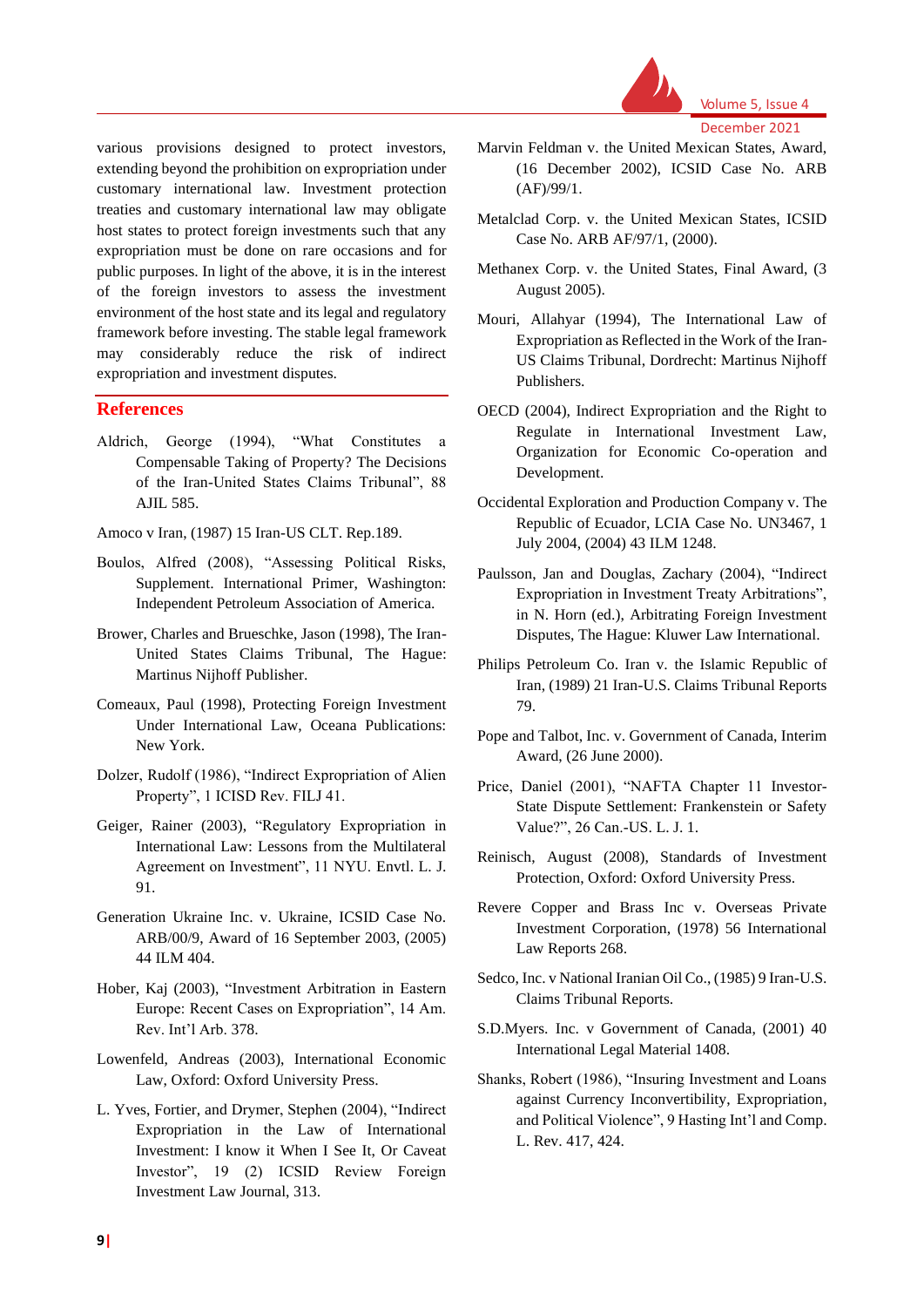various provisions designed to protect investors, extending beyond the prohibition on expropriation under customary international law. Investment protection treaties and customary international law may obligate host states to protect foreign investments such that any expropriation must be done on rare occasions and for public purposes. In light of the above, it is in the interest of the foreign investors to assess the investment environment of the host state and its legal and regulatory framework before investing. The stable legal framework may considerably reduce the risk of indirect expropriation and investment disputes.

## References

Aldrich, George (1994), "What Constitutes a Compensable Taking of Property? The Decisions of the Iran-United States Claims Tribunal", 88 AJIL 585.

Amoco v Iran, (1987) 15 Iran-US CLT. Rep.189.

Boulos, Alfred (2008), "Assessing Political Risks, Supplement. International Primer, Washington: Independent Petroleum Association of America.

Brower, Charles and Brueschke, Jason (1998), The Iran-United States Claims Tribunal, The Hague: Martinus Nijhoff Publisher.

Comeaux, Paul (1998), Protecting Foreign Investment Under International Law, Oceana Publications: New York.

Dolzer, Rudolf (1986), "Indirect Expropriation of Alien Property", 1 ICISD Rev. FILJ 41.

Geiger, Rainer (2003), "Regulatory Expropriation in International Law: Lessons from the Multilateral Agreement on Investment", 11 NYU. Envtl. L. J. 91.

Generation Ukraine Inc. v. Ukraine, ICSID Case No. ARB/00/9, Award of 16 September 2003, (2005) 44 ILM 404.

Hober, Kaj (2003), "Investment Arbitration in Eastern Europe: Recent Cases on Expropriation", 14 Am. Rev. Int'l Arb. 378.

Lowenfeld, Andreas (2003), International Economic Law, Oxford: Oxford University Press.

L. Yves, Fortier, and Drymer, Stephen (2004), "Indirect Expropriation in the Law of International Investment: I know it When I See It, Or Caveat Investor", 19 (2) ICSID Review Foreign Investment Law Journal, 313.

Marvin Feldman v. the United Mexican States, Award, (16 December 2002), ICSID Case No. ARB (AF)/99/1.

Metalclad Corp. v. the United Mexican States, ICSID Case No. ARB AF/97/1, (2000).

Methanex Corp. v. the United States, Final Award, (3 August 2005).

Mouri, Allahyar (1994), The International Law of Expropriation as Reflected in the Work of the Iran-US Claims Tribunal, Dordrecht: Martinus Nijhoff Publishers.

OECD (2004), Indirect Expropriation and the Right to Regulate in International Investment Law, Organization for Economic Co-operation and Development.

Occidental Exploration and Production Company v. The Republic of Ecuador, LCIA Case No. UN3467, 1 July 2004, (2004) 43 ILM 1248.

Paulsson, Jan and Douglas, Zachary (2004), "Indirect Expropriation in Investment Treaty Arbitrations", in N. Horn (ed.), Arbitrating Foreign Investment Disputes, The Hague: Kluwer Law International.

Philips Petroleum Co. Iran v. the Islamic Republic of Iran, (1989) 21 Iran-U.S. Claims Tribunal Reports 79.

Pope and Talbot, Inc. v. Government of Canada, Interim Award, (26 June 2000).

Price, Daniel (2001), "NAFTA Chapter 11 Investor-State Dispute Settlement: Frankenstein or Safety Value?", 26 Can.-US. L. J. 1.

Reinisch, August (2008), Standards of Investment Protection, Oxford: Oxford University Press.

Revere Copper and Brass Inc v. Overseas Private Investment Corporation, (1978) 56 International Law Reports 268.

Sedco, Inc. v National Iranian Oil Co., (1985) 9 Iran-U.S. Claims Tribunal Reports.

S.D.Myers. Inc. v Government of Canada, (2001) 40 International Legal Material 1408.

Shanks, Robert (1986), "Insuring Investment and Loans against Currency Inconvertibility, Expropriation, and Political Violence", 9 Hasting Int'l and Comp. L. Rev. 417, 424.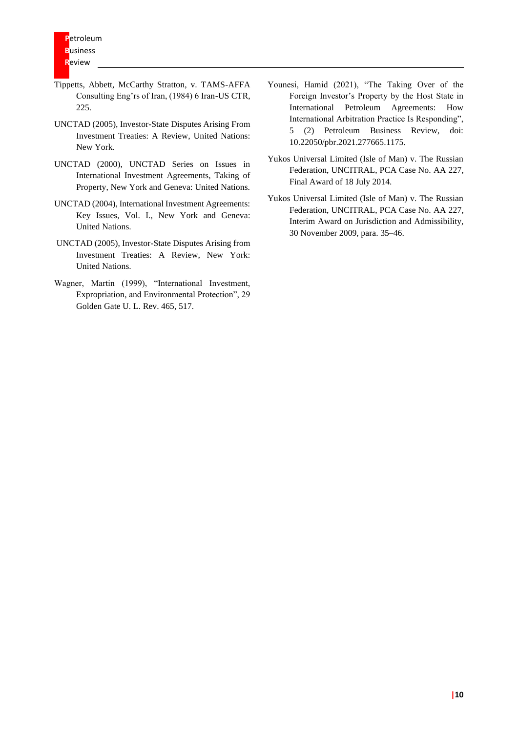Tippetts, Abbett, McCarthy Stratton, v. TAMS-AFFA Consulting Eng'rs of Iran, (1984) 6 Iran-US CTR, 225.

UNCTAD (2005), Investor-State Disputes Arising From Investment Treaties: A Review, United Nations: New York.

UNCTAD (2000), UNCTAD Series on Issues in International Investment Agreements, Taking of Property, New York and Geneva: United Nations.

UNCTAD (2004), International Investment Agreements: Key Issues, Vol. I., New York and Geneva: United Nations.

UNCTAD (2005), Investor-State Disputes Arising from Investment Treaties: A Review, New York: United Nations.

Wagner, Martin (1999), "International Investment, Expropriation, and Environmental Protection", 29 Golden Gate U. L. Rev. 465, 517.

Younesi, Hamid (2021), "The Taking Over of the Foreign Investor's Property by the Host State in International Petroleum Agreements: How International Arbitration Practice Is Responding", 5 (2) Petroleum Business Review, doi: 10.22050/pbr.2021.277665.1175.

Yukos Universal Limited (Isle of Man) v. The Russian Federation, UNCITRAL, PCA Case No. AA 227, Final Award of 18 July 2014.

Yukos Universal Limited (Isle of Man) v. The Russian Federation, UNCITRAL, PCA Case No. AA 227, Interim Award on Jurisdiction and Admissibility, 30 November 2009, para. 35–46.